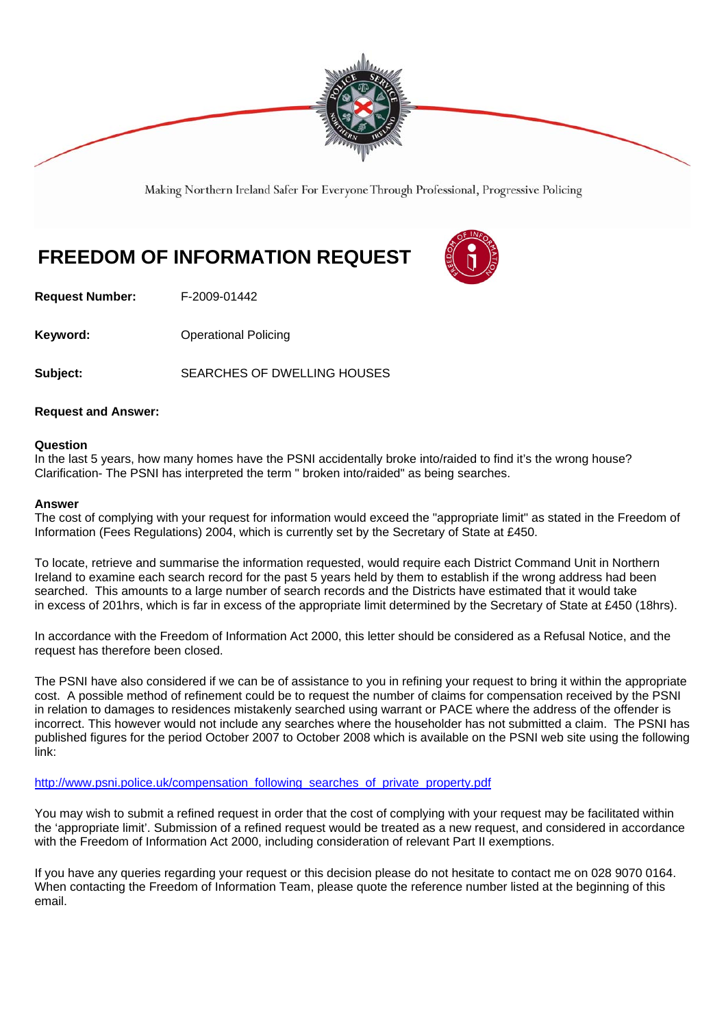Making Northern Ireland Safer For Everyone Through Professional, Progressive Policing

# FREEDOM OF INFORMATION REQUEST

**Request Number:** F-2009-01442

**Keyword:** Operational Policing

**Subject:** SEARCHES OF DWELLING HOUSES

**Request and Answer:**

**Question**
In the last 5 years, how many homes have the PSNI accidentally broke into/raided to find it's the wrong house?
Clarification- The PSNI has interpreted the term " broken into/raided" as being searches.

**Answer**
The cost of complying with your request for information would exceed the "appropriate limit" as stated in the Freedom of Information (Fees Regulations) 2004, which is currently set by the Secretary of State at £450.

To locate, retrieve and summarise the information requested, would require each District Command Unit in Northern Ireland to examine each search record for the past 5 years held by them to establish if the wrong address had been searched. This amounts to a large number of search records and the Districts have estimated that it would take in excess of 201hrs, which is far in excess of the appropriate limit determined by the Secretary of State at £450 (18hrs).

In accordance with the Freedom of Information Act 2000, this letter should be considered as a Refusal Notice, and the request has therefore been closed.

The PSNI have also considered if we can be of assistance to you in refining your request to bring it within the appropriate cost. A possible method of refinement could be to request the number of claims for compensation received by the PSNI in relation to damages to residences mistakenly searched using warrant or PACE where the address of the offender is incorrect. This however would not include any searches where the householder has not submitted a claim. The PSNI has published figures for the period October 2007 to October 2008 which is available on the PSNI web site using the following link:

http://www.psni.police.uk/compensation_following_searches_of_private_property.pdf

You may wish to submit a refined request in order that the cost of complying with your request may be facilitated within the 'appropriate limit'. Submission of a refined request would be treated as a new request, and considered in accordance with the Freedom of Information Act 2000, including consideration of relevant Part II exemptions.

If you have any queries regarding your request or this decision please do not hesitate to contact me on 028 9070 0164. When contacting the Freedom of Information Team, please quote the reference number listed at the beginning of this email.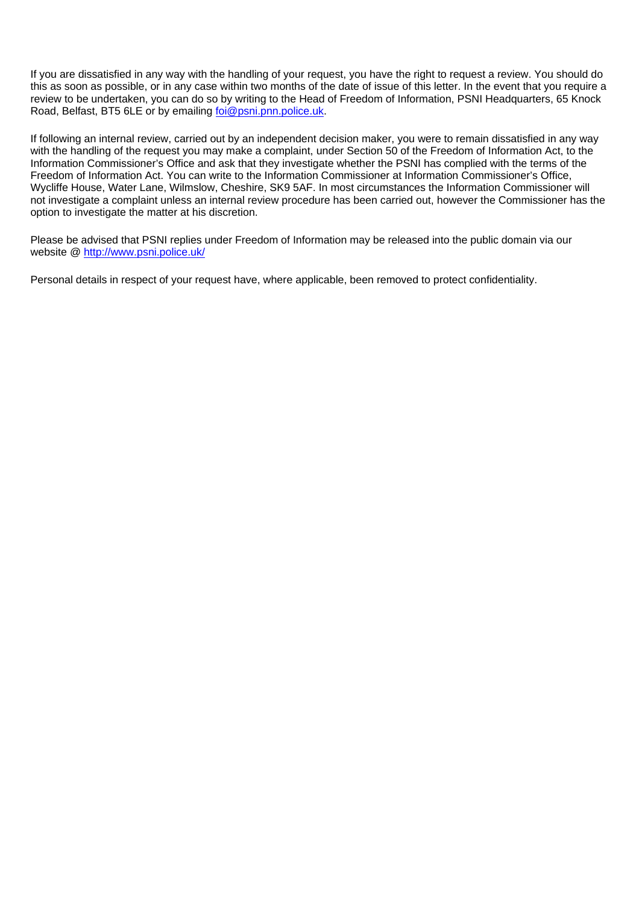If you are dissatisfied in any way with the handling of your request, you have the right to request a review. You should do this as soon as possible, or in any case within two months of the date of issue of this letter. In the event that you require a review to be undertaken, you can do so by writing to the Head of Freedom of Information, PSNI Headquarters, 65 Knock Road, Belfast, BT5 6LE or by emailing foi@psni.pnn.police.uk.

If following an internal review, carried out by an independent decision maker, you were to remain dissatisfied in any way with the handling of the request you may make a complaint, under Section 50 of the Freedom of Information Act, to the Information Commissioner's Office and ask that they investigate whether the PSNI has complied with the terms of the Freedom of Information Act. You can write to the Information Commissioner at Information Commissioner's Office, Wycliffe House, Water Lane, Wilmslow, Cheshire, SK9 5AF. In most circumstances the Information Commissioner will not investigate a complaint unless an internal review procedure has been carried out, however the Commissioner has the option to investigate the matter at his discretion.

Please be advised that PSNI replies under Freedom of Information may be released into the public domain via our website @ http://www.psni.police.uk/

Personal details in respect of your request have, where applicable, been removed to protect confidentiality.